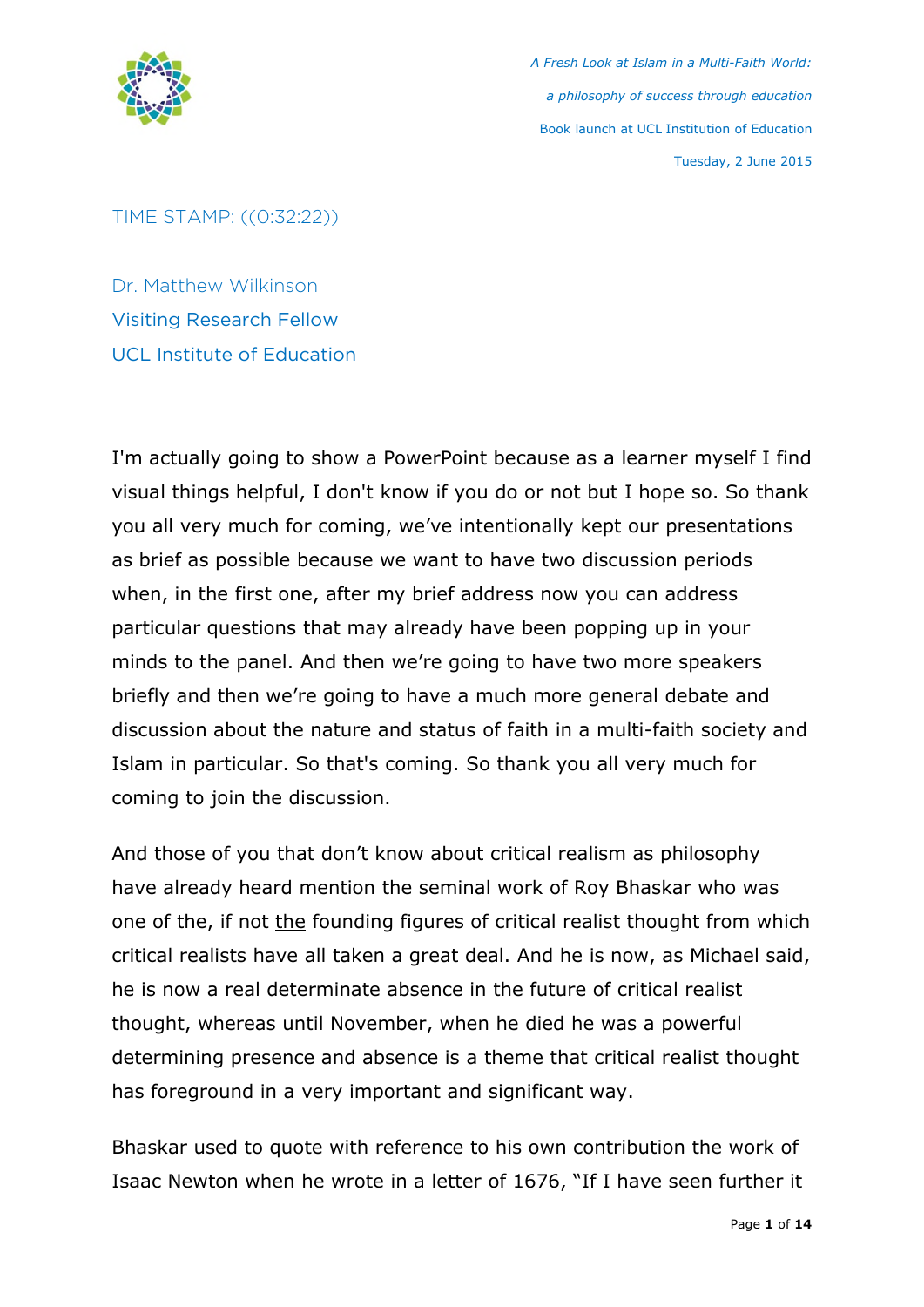TIME STAMP: ((0:32:22))

Dr. Matthew Wilkinson
Visiting Research Fellow
UCL Institute of Education

I'm actually going to show a PowerPoint because as a learner myself I find visual things helpful, I don't know if you do or not but I hope so. So thank you all very much for coming, we've intentionally kept our presentations as brief as possible because we want to have two discussion periods when, in the first one, after my brief address now you can address particular questions that may already have been popping up in your minds to the panel. And then we're going to have two more speakers briefly and then we're going to have a much more general debate and discussion about the nature and status of faith in a multi-faith society and Islam in particular. So that's coming. So thank you all very much for coming to join the discussion.

And those of you that don't know about critical realism as philosophy have already heard mention the seminal work of Roy Bhaskar who was one of the, if not <u>the</u> founding figures of critical realist thought from which critical realists have all taken a great deal. And he is now, as Michael said, he is now a real determinate absence in the future of critical realist thought, whereas until November, when he died he was a powerful determining presence and absence is a theme that critical realist thought has foreground in a very important and significant way.

Bhaskar used to quote with reference to his own contribution the work of Isaac Newton when he wrote in a letter of 1676, "If I have seen further it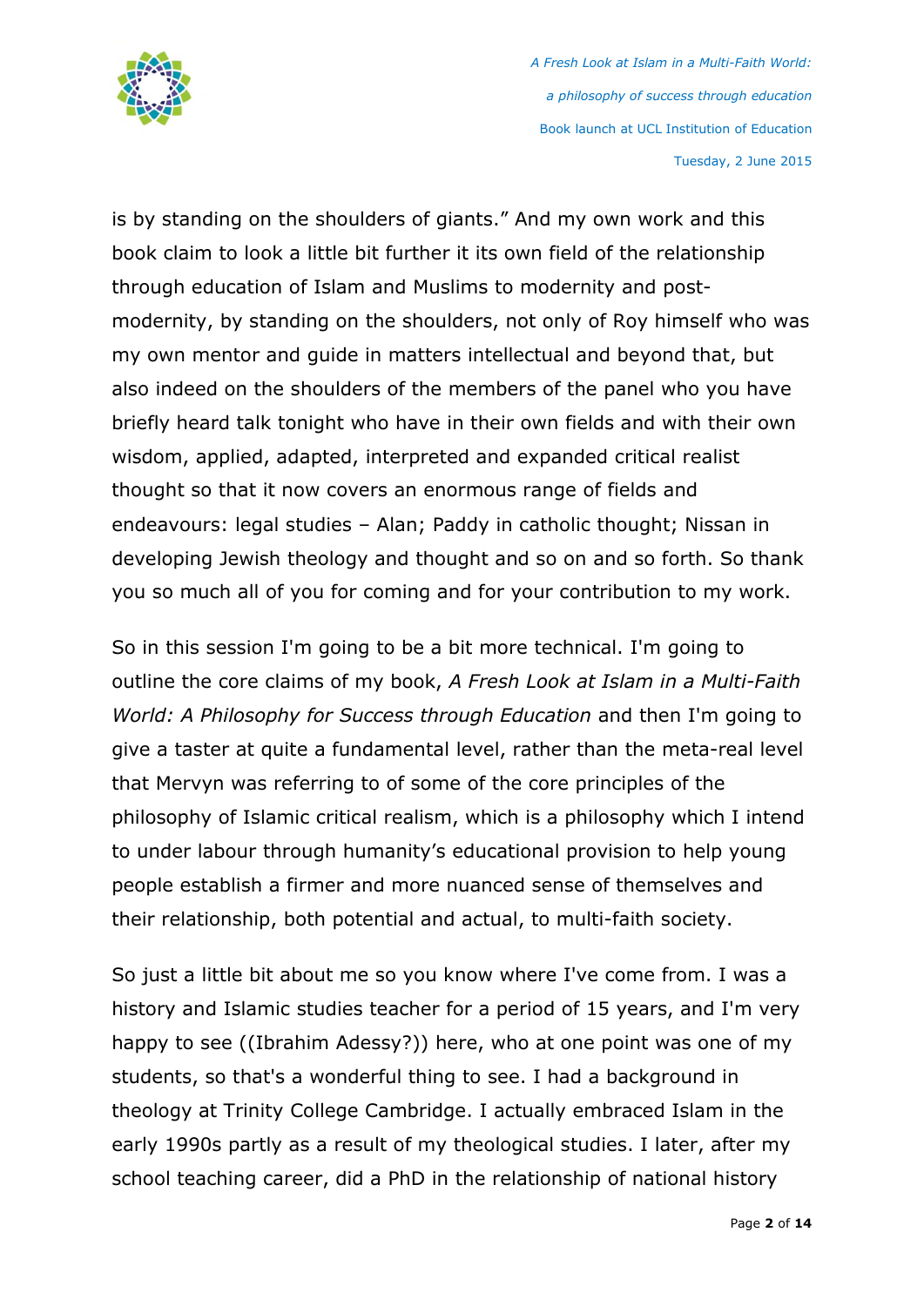is by standing on the shoulders of giants." And my own work and this book claim to look a little bit further it its own field of the relationship through education of Islam and Muslims to modernity and post-modernity, by standing on the shoulders, not only of Roy himself who was my own mentor and guide in matters intellectual and beyond that, but also indeed on the shoulders of the members of the panel who you have briefly heard talk tonight who have in their own fields and with their own wisdom, applied, adapted, interpreted and expanded critical realist thought so that it now covers an enormous range of fields and endeavours: legal studies – Alan; Paddy in catholic thought; Nissan in developing Jewish theology and thought and so on and so forth. So thank you so much all of you for coming and for your contribution to my work.

So in this session I'm going to be a bit more technical. I'm going to outline the core claims of my book, *A Fresh Look at Islam in a Multi-Faith World: A Philosophy for Success through Education* and then I'm going to give a taster at quite a fundamental level, rather than the meta-real level that Mervyn was referring to of some of the core principles of the philosophy of Islamic critical realism, which is a philosophy which I intend to under labour through humanity's educational provision to help young people establish a firmer and more nuanced sense of themselves and their relationship, both potential and actual, to multi-faith society.

So just a little bit about me so you know where I've come from. I was a history and Islamic studies teacher for a period of 15 years, and I'm very happy to see ((Ibrahim Adessy?)) here, who at one point was one of my students, so that's a wonderful thing to see. I had a background in theology at Trinity College Cambridge. I actually embraced Islam in the early 1990s partly as a result of my theological studies. I later, after my school teaching career, did a PhD in the relationship of national history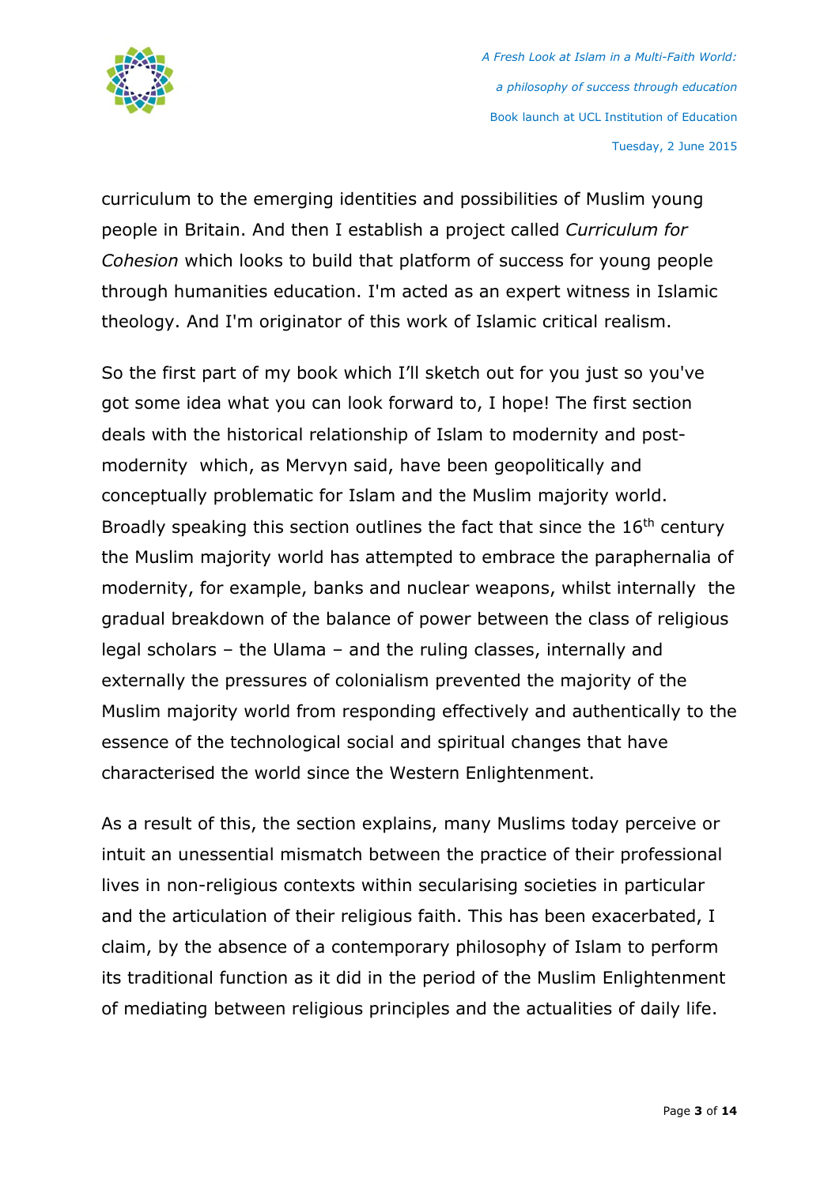curriculum to the emerging identities and possibilities of Muslim young people in Britain. And then I establish a project called *Curriculum for Cohesion* which looks to build that platform of success for young people through humanities education. I'm acted as an expert witness in Islamic theology. And I'm originator of this work of Islamic critical realism.

So the first part of my book which I'll sketch out for you just so you've got some idea what you can look forward to, I hope! The first section deals with the historical relationship of Islam to modernity and post-modernity which, as Mervyn said, have been geopolitically and conceptually problematic for Islam and the Muslim majority world. Broadly speaking this section outlines the fact that since the 16th century the Muslim majority world has attempted to embrace the paraphernalia of modernity, for example, banks and nuclear weapons, whilst internally the gradual breakdown of the balance of power between the class of religious legal scholars – the Ulama – and the ruling classes, internally and externally the pressures of colonialism prevented the majority of the Muslim majority world from responding effectively and authentically to the essence of the technological social and spiritual changes that have characterised the world since the Western Enlightenment.

As a result of this, the section explains, many Muslims today perceive or intuit an unessential mismatch between the practice of their professional lives in non-religious contexts within secularising societies in particular and the articulation of their religious faith. This has been exacerbated, I claim, by the absence of a contemporary philosophy of Islam to perform its traditional function as it did in the period of the Muslim Enlightenment of mediating between religious principles and the actualities of daily life.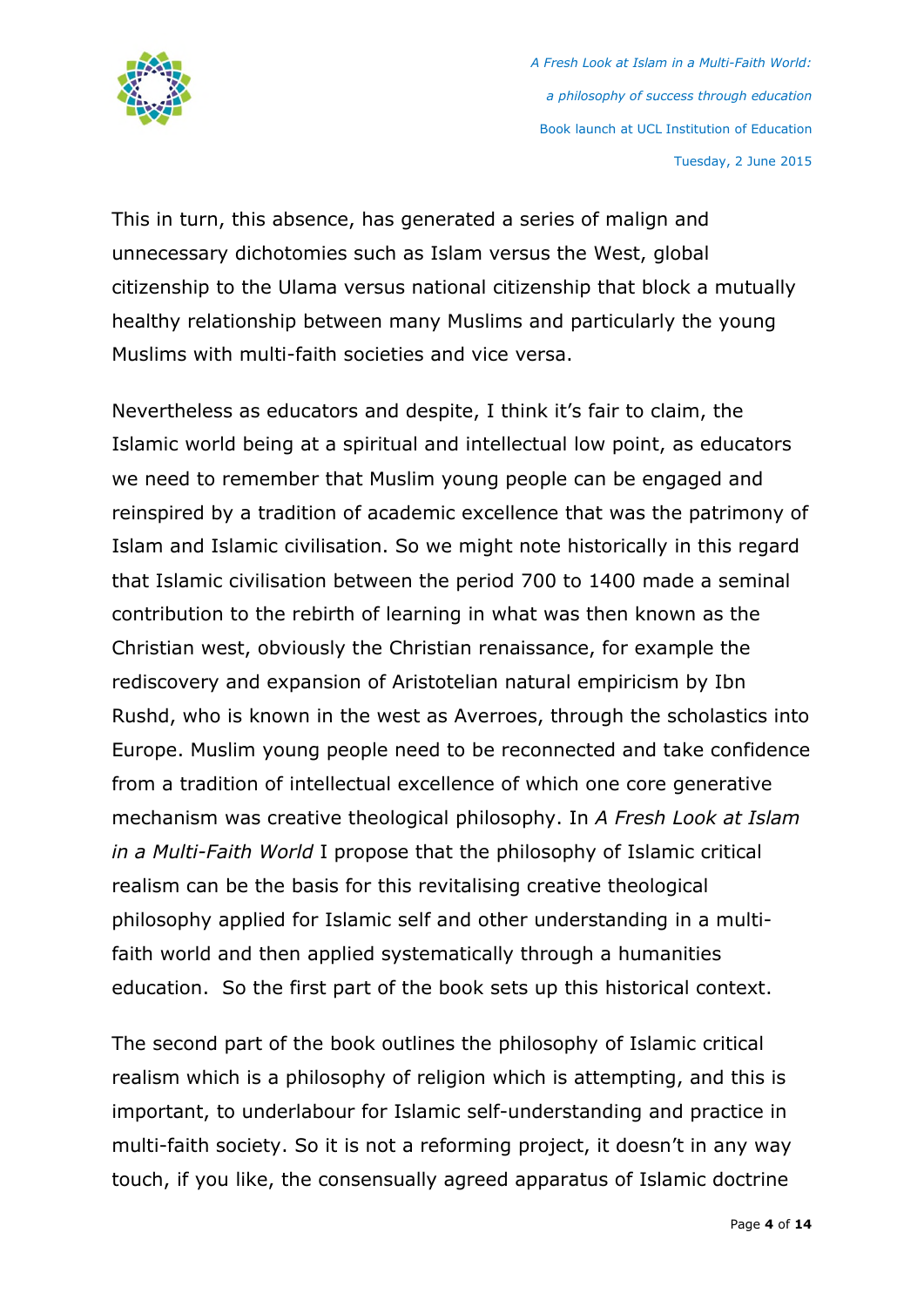This in turn, this absence, has generated a series of malign and unnecessary dichotomies such as Islam versus the West, global citizenship to the Ulama versus national citizenship that block a mutually healthy relationship between many Muslims and particularly the young Muslims with multi-faith societies and vice versa.

Nevertheless as educators and despite, I think it's fair to claim, the Islamic world being at a spiritual and intellectual low point, as educators we need to remember that Muslim young people can be engaged and reinspired by a tradition of academic excellence that was the patrimony of Islam and Islamic civilisation. So we might note historically in this regard that Islamic civilisation between the period 700 to 1400 made a seminal contribution to the rebirth of learning in what was then known as the Christian west, obviously the Christian renaissance, for example the rediscovery and expansion of Aristotelian natural empiricism by Ibn Rushd, who is known in the west as Averroes, through the scholastics into Europe. Muslim young people need to be reconnected and take confidence from a tradition of intellectual excellence of which one core generative mechanism was creative theological philosophy. In *A Fresh Look at Islam in a Multi-Faith World* I propose that the philosophy of Islamic critical realism can be the basis for this revitalising creative theological philosophy applied for Islamic self and other understanding in a multi-faith world and then applied systematically through a humanities education. So the first part of the book sets up this historical context.

The second part of the book outlines the philosophy of Islamic critical realism which is a philosophy of religion which is attempting, and this is important, to underlabour for Islamic self-understanding and practice in multi-faith society. So it is not a reforming project, it doesn't in any way touch, if you like, the consensually agreed apparatus of Islamic doctrine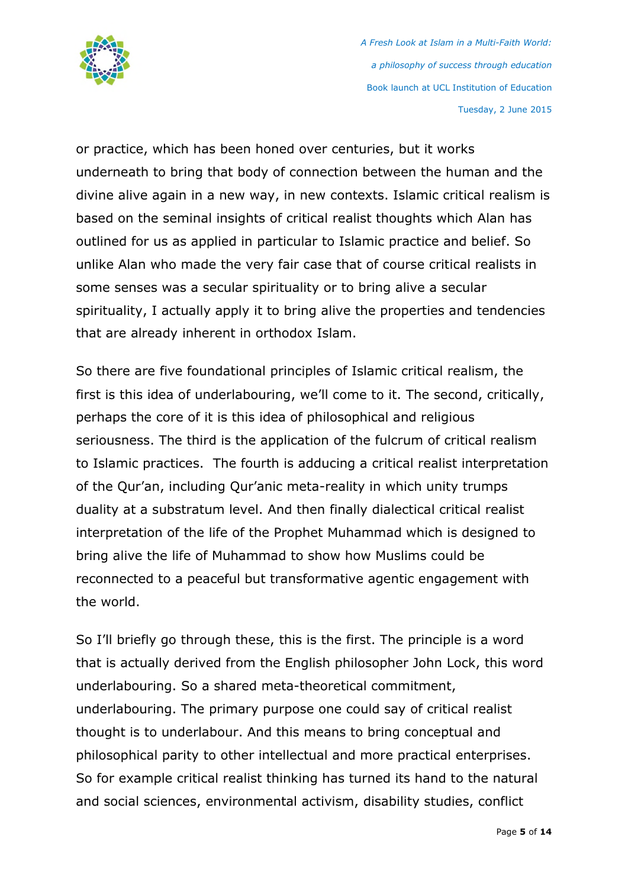or practice, which has been honed over centuries, but it works underneath to bring that body of connection between the human and the divine alive again in a new way, in new contexts. Islamic critical realism is based on the seminal insights of critical realist thoughts which Alan has outlined for us as applied in particular to Islamic practice and belief. So unlike Alan who made the very fair case that of course critical realists in some senses was a secular spirituality or to bring alive a secular spirituality, I actually apply it to bring alive the properties and tendencies that are already inherent in orthodox Islam.

So there are five foundational principles of Islamic critical realism, the first is this idea of underlabouring, we'll come to it. The second, critically, perhaps the core of it is this idea of philosophical and religious seriousness. The third is the application of the fulcrum of critical realism to Islamic practices. The fourth is adducing a critical realist interpretation of the Qur'an, including Qur'anic meta-reality in which unity trumps duality at a substratum level. And then finally dialectical critical realist interpretation of the life of the Prophet Muhammad which is designed to bring alive the life of Muhammad to show how Muslims could be reconnected to a peaceful but transformative agentic engagement with the world.

So I'll briefly go through these, this is the first. The principle is a word that is actually derived from the English philosopher John Lock, this word underlabouring. So a shared meta-theoretical commitment, underlabouring. The primary purpose one could say of critical realist thought is to underlabour. And this means to bring conceptual and philosophical parity to other intellectual and more practical enterprises. So for example critical realist thinking has turned its hand to the natural and social sciences, environmental activism, disability studies, conflict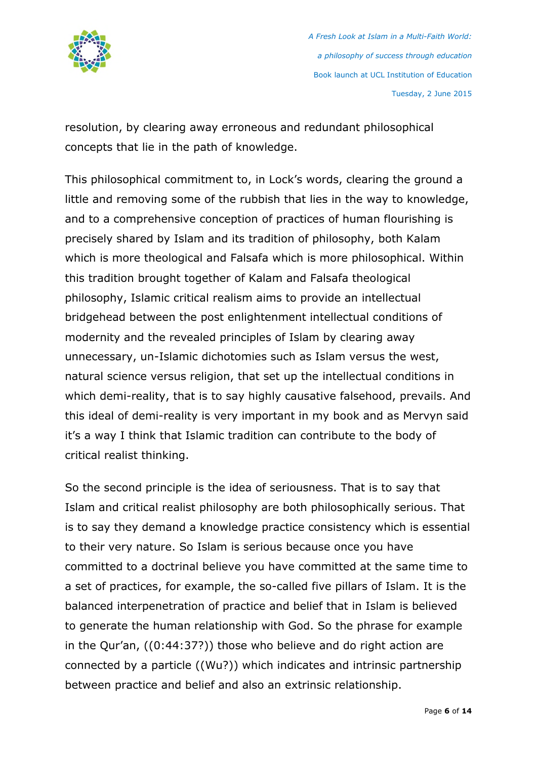resolution, by clearing away erroneous and redundant philosophical concepts that lie in the path of knowledge.

This philosophical commitment to, in Lock's words, clearing the ground a little and removing some of the rubbish that lies in the way to knowledge, and to a comprehensive conception of practices of human flourishing is precisely shared by Islam and its tradition of philosophy, both Kalam which is more theological and Falsafa which is more philosophical. Within this tradition brought together of Kalam and Falsafa theological philosophy, Islamic critical realism aims to provide an intellectual bridgehead between the post enlightenment intellectual conditions of modernity and the revealed principles of Islam by clearing away unnecessary, un-Islamic dichotomies such as Islam versus the west, natural science versus religion, that set up the intellectual conditions in which demi-reality, that is to say highly causative falsehood, prevails. And this ideal of demi-reality is very important in my book and as Mervyn said it's a way I think that Islamic tradition can contribute to the body of critical realist thinking.

So the second principle is the idea of seriousness. That is to say that Islam and critical realist philosophy are both philosophically serious. That is to say they demand a knowledge practice consistency which is essential to their very nature. So Islam is serious because once you have committed to a doctrinal believe you have committed at the same time to a set of practices, for example, the so-called five pillars of Islam. It is the balanced interpenetration of practice and belief that in Islam is believed to generate the human relationship with God. So the phrase for example in the Qur'an, ((0:44:37?)) those who believe and do right action are connected by a particle ((Wu?)) which indicates and intrinsic partnership between practice and belief and also an extrinsic relationship.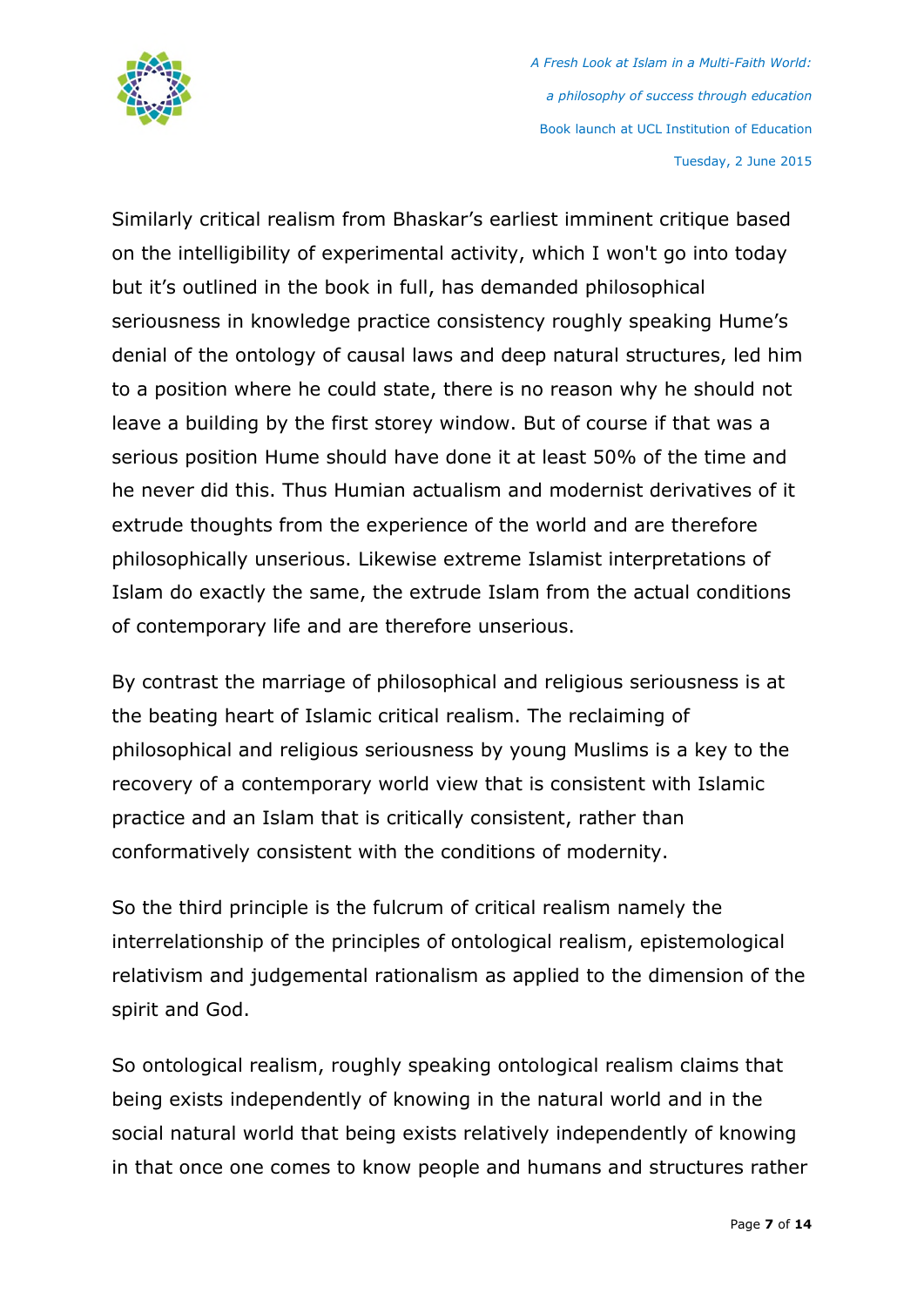Similarly critical realism from Bhaskar's earliest imminent critique based on the intelligibility of experimental activity, which I won't go into today but it's outlined in the book in full, has demanded philosophical seriousness in knowledge practice consistency roughly speaking Hume's denial of the ontology of causal laws and deep natural structures, led him to a position where he could state, there is no reason why he should not leave a building by the first storey window. But of course if that was a serious position Hume should have done it at least 50% of the time and he never did this. Thus Humian actualism and modernist derivatives of it extrude thoughts from the experience of the world and are therefore philosophically unserious. Likewise extreme Islamist interpretations of Islam do exactly the same, the extrude Islam from the actual conditions of contemporary life and are therefore unserious.

By contrast the marriage of philosophical and religious seriousness is at the beating heart of Islamic critical realism. The reclaiming of philosophical and religious seriousness by young Muslims is a key to the recovery of a contemporary world view that is consistent with Islamic practice and an Islam that is critically consistent, rather than conformatively consistent with the conditions of modernity.

So the third principle is the fulcrum of critical realism namely the interrelationship of the principles of ontological realism, epistemological relativism and judgemental rationalism as applied to the dimension of the spirit and God.

So ontological realism, roughly speaking ontological realism claims that being exists independently of knowing in the natural world and in the social natural world that being exists relatively independently of knowing in that once one comes to know people and humans and structures rather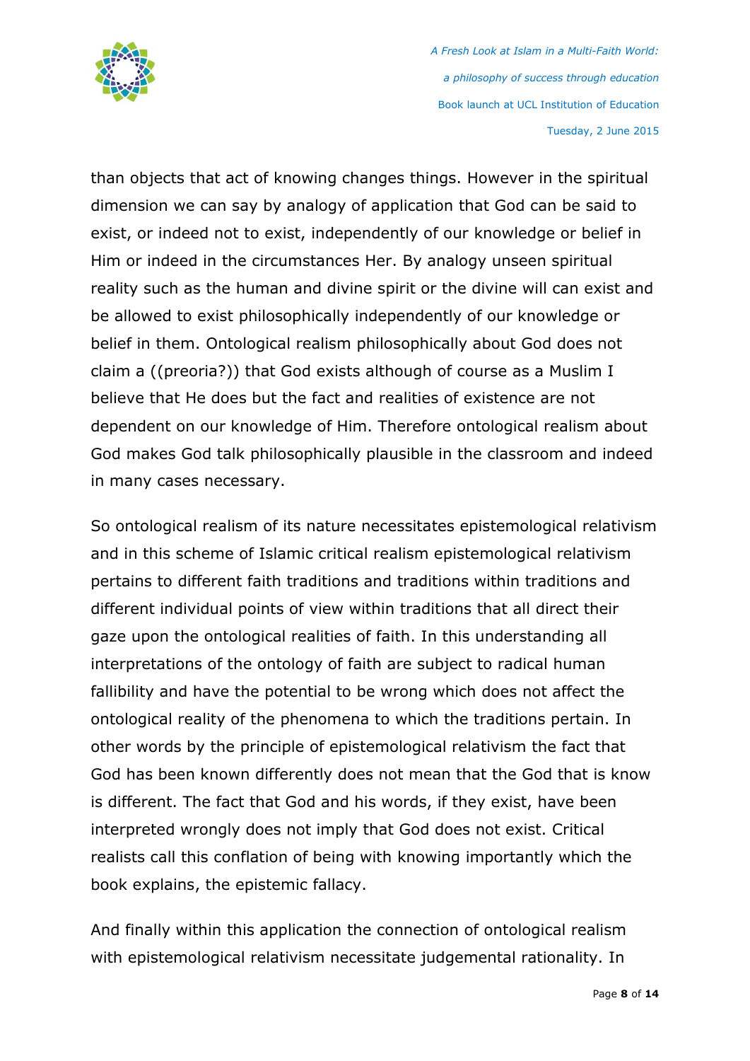than objects that act of knowing changes things. However in the spiritual dimension we can say by analogy of application that God can be said to exist, or indeed not to exist, independently of our knowledge or belief in Him or indeed in the circumstances Her. By analogy unseen spiritual reality such as the human and divine spirit or the divine will can exist and be allowed to exist philosophically independently of our knowledge or belief in them. Ontological realism philosophically about God does not claim a ((preoria?)) that God exists although of course as a Muslim I believe that He does but the fact and realities of existence are not dependent on our knowledge of Him. Therefore ontological realism about God makes God talk philosophically plausible in the classroom and indeed in many cases necessary.

So ontological realism of its nature necessitates epistemological relativism and in this scheme of Islamic critical realism epistemological relativism pertains to different faith traditions and traditions within traditions and different individual points of view within traditions that all direct their gaze upon the ontological realities of faith. In this understanding all interpretations of the ontology of faith are subject to radical human fallibility and have the potential to be wrong which does not affect the ontological reality of the phenomena to which the traditions pertain. In other words by the principle of epistemological relativism the fact that God has been known differently does not mean that the God that is know is different. The fact that God and his words, if they exist, have been interpreted wrongly does not imply that God does not exist. Critical realists call this conflation of being with knowing importantly which the book explains, the epistemic fallacy.

And finally within this application the connection of ontological realism with epistemological relativism necessitate judgemental rationality. In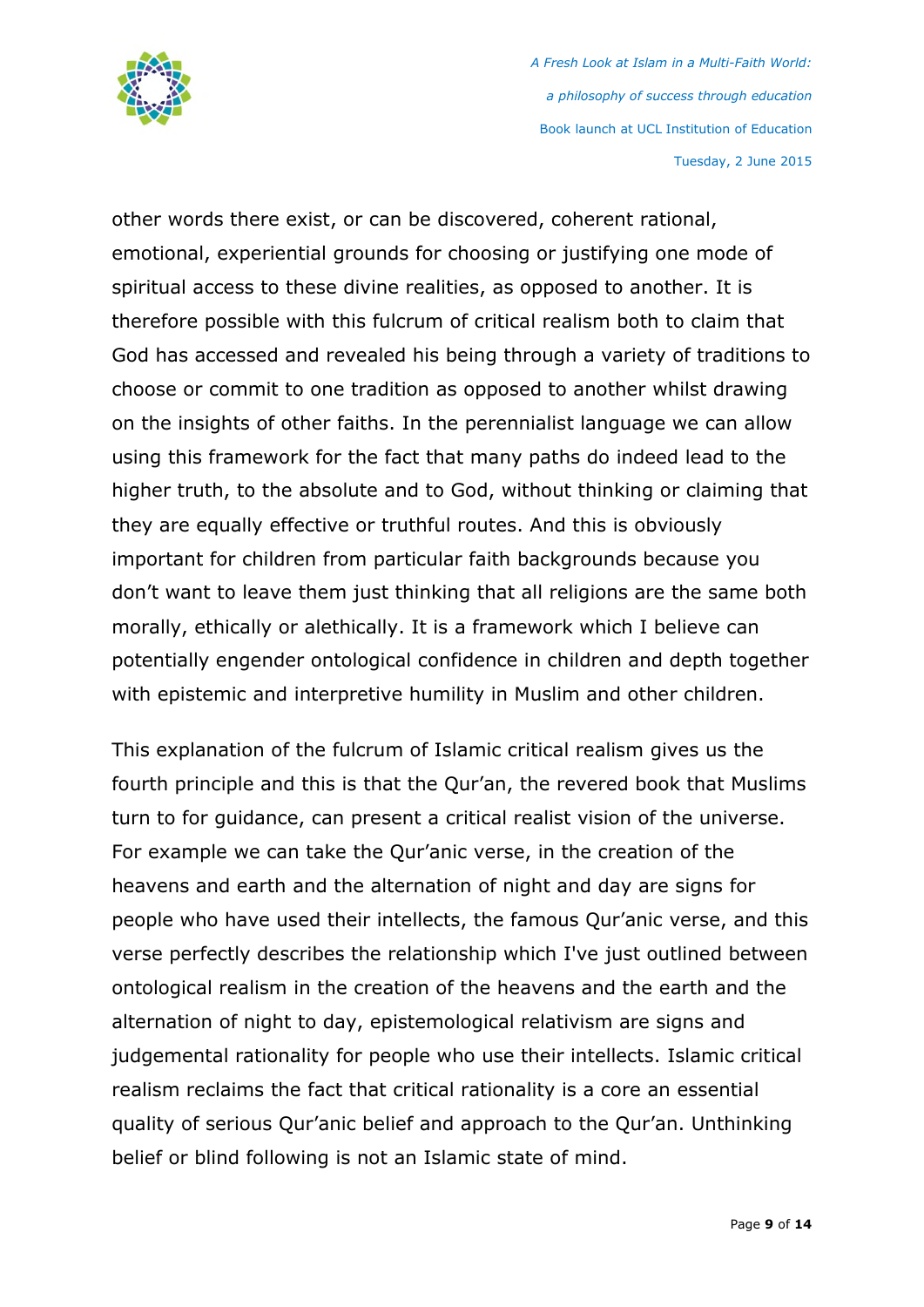other words there exist, or can be discovered, coherent rational, emotional, experiential grounds for choosing or justifying one mode of spiritual access to these divine realities, as opposed to another. It is therefore possible with this fulcrum of critical realism both to claim that God has accessed and revealed his being through a variety of traditions to choose or commit to one tradition as opposed to another whilst drawing on the insights of other faiths. In the perennialist language we can allow using this framework for the fact that many paths do indeed lead to the higher truth, to the absolute and to God, without thinking or claiming that they are equally effective or truthful routes. And this is obviously important for children from particular faith backgrounds because you don't want to leave them just thinking that all religions are the same both morally, ethically or alethically. It is a framework which I believe can potentially engender ontological confidence in children and depth together with epistemic and interpretive humility in Muslim and other children.

This explanation of the fulcrum of Islamic critical realism gives us the fourth principle and this is that the Qur'an, the revered book that Muslims turn to for guidance, can present a critical realist vision of the universe. For example we can take the Qur'anic verse, in the creation of the heavens and earth and the alternation of night and day are signs for people who have used their intellects, the famous Qur'anic verse, and this verse perfectly describes the relationship which I've just outlined between ontological realism in the creation of the heavens and the earth and the alternation of night to day, epistemological relativism are signs and judgemental rationality for people who use their intellects. Islamic critical realism reclaims the fact that critical rationality is a core an essential quality of serious Qur'anic belief and approach to the Qur'an. Unthinking belief or blind following is not an Islamic state of mind.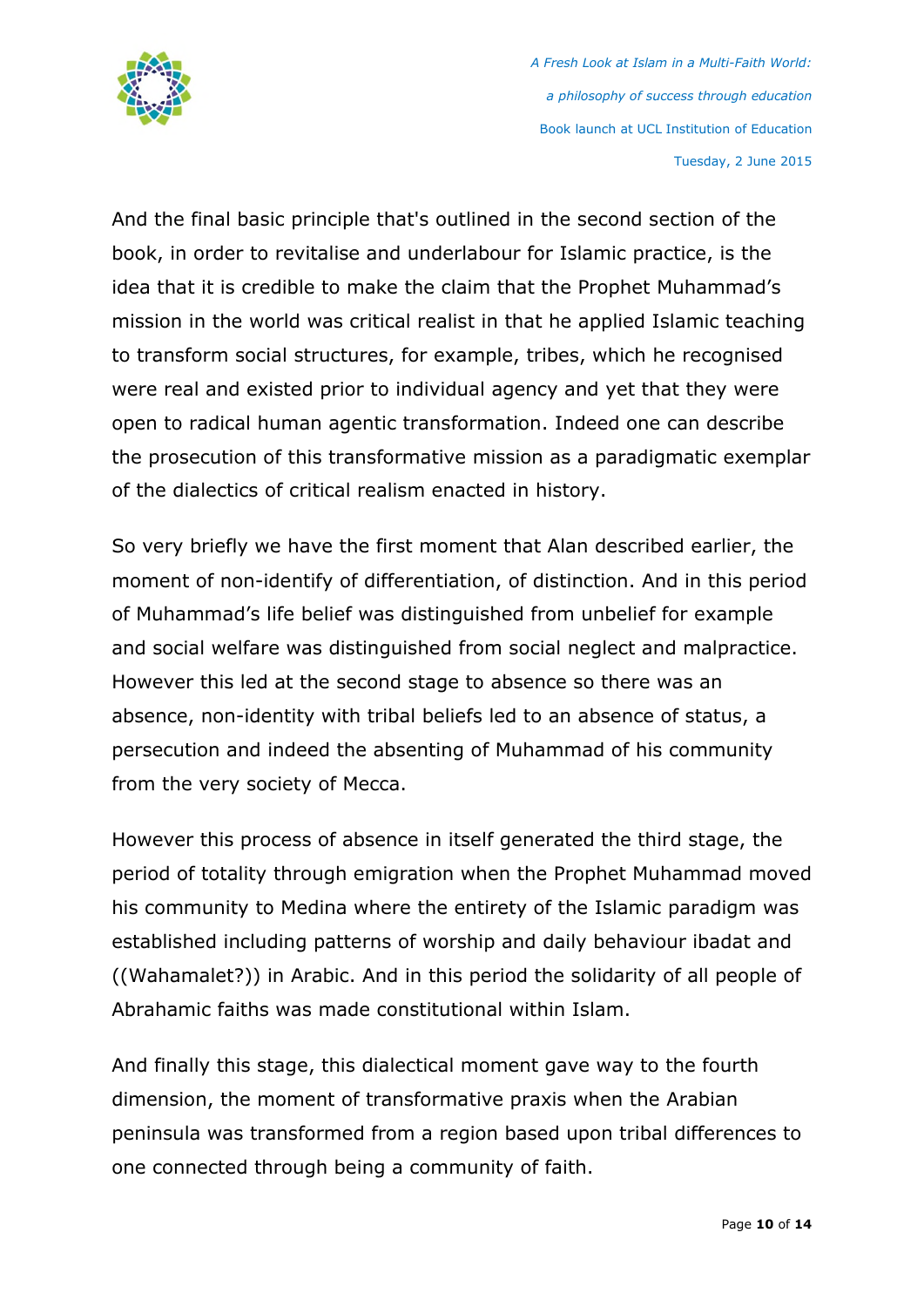And the final basic principle that's outlined in the second section of the book, in order to revitalise and underlabour for Islamic practice, is the idea that it is credible to make the claim that the Prophet Muhammad's mission in the world was critical realist in that he applied Islamic teaching to transform social structures, for example, tribes, which he recognised were real and existed prior to individual agency and yet that they were open to radical human agentic transformation. Indeed one can describe the prosecution of this transformative mission as a paradigmatic exemplar of the dialectics of critical realism enacted in history.

So very briefly we have the first moment that Alan described earlier, the moment of non-identify of differentiation, of distinction. And in this period of Muhammad's life belief was distinguished from unbelief for example and social welfare was distinguished from social neglect and malpractice. However this led at the second stage to absence so there was an absence, non-identity with tribal beliefs led to an absence of status, a persecution and indeed the absenting of Muhammad of his community from the very society of Mecca.

However this process of absence in itself generated the third stage, the period of totality through emigration when the Prophet Muhammad moved his community to Medina where the entirety of the Islamic paradigm was established including patterns of worship and daily behaviour ibadat and ((Wahamalet?)) in Arabic. And in this period the solidarity of all people of Abrahamic faiths was made constitutional within Islam.

And finally this stage, this dialectical moment gave way to the fourth dimension, the moment of transformative praxis when the Arabian peninsula was transformed from a region based upon tribal differences to one connected through being a community of faith.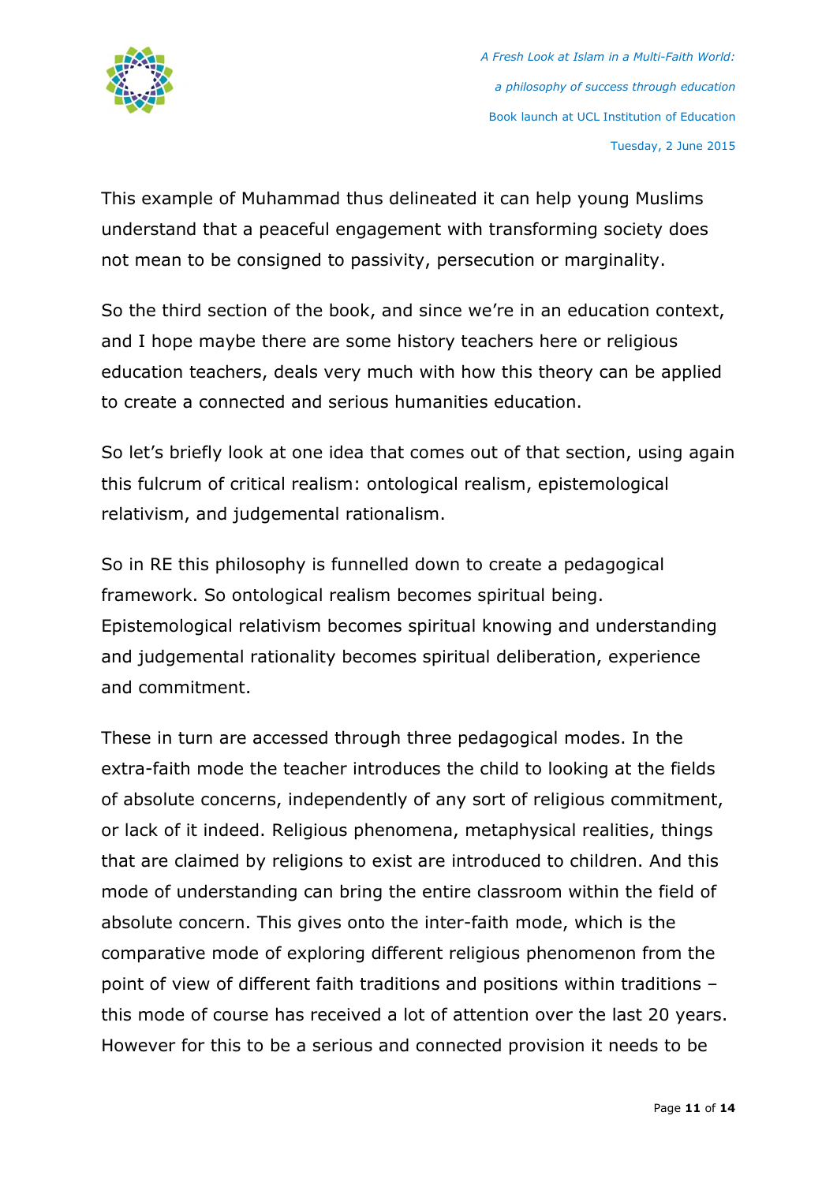This example of Muhammad thus delineated it can help young Muslims understand that a peaceful engagement with transforming society does not mean to be consigned to passivity, persecution or marginality.

So the third section of the book, and since we're in an education context, and I hope maybe there are some history teachers here or religious education teachers, deals very much with how this theory can be applied to create a connected and serious humanities education.

So let's briefly look at one idea that comes out of that section, using again this fulcrum of critical realism: ontological realism, epistemological relativism, and judgemental rationalism.

So in RE this philosophy is funnelled down to create a pedagogical framework. So ontological realism becomes spiritual being. Epistemological relativism becomes spiritual knowing and understanding and judgemental rationality becomes spiritual deliberation, experience and commitment.

These in turn are accessed through three pedagogical modes. In the extra-faith mode the teacher introduces the child to looking at the fields of absolute concerns, independently of any sort of religious commitment, or lack of it indeed. Religious phenomena, metaphysical realities, things that are claimed by religions to exist are introduced to children. And this mode of understanding can bring the entire classroom within the field of absolute concern. This gives onto the inter-faith mode, which is the comparative mode of exploring different religious phenomenon from the point of view of different faith traditions and positions within traditions – this mode of course has received a lot of attention over the last 20 years. However for this to be a serious and connected provision it needs to be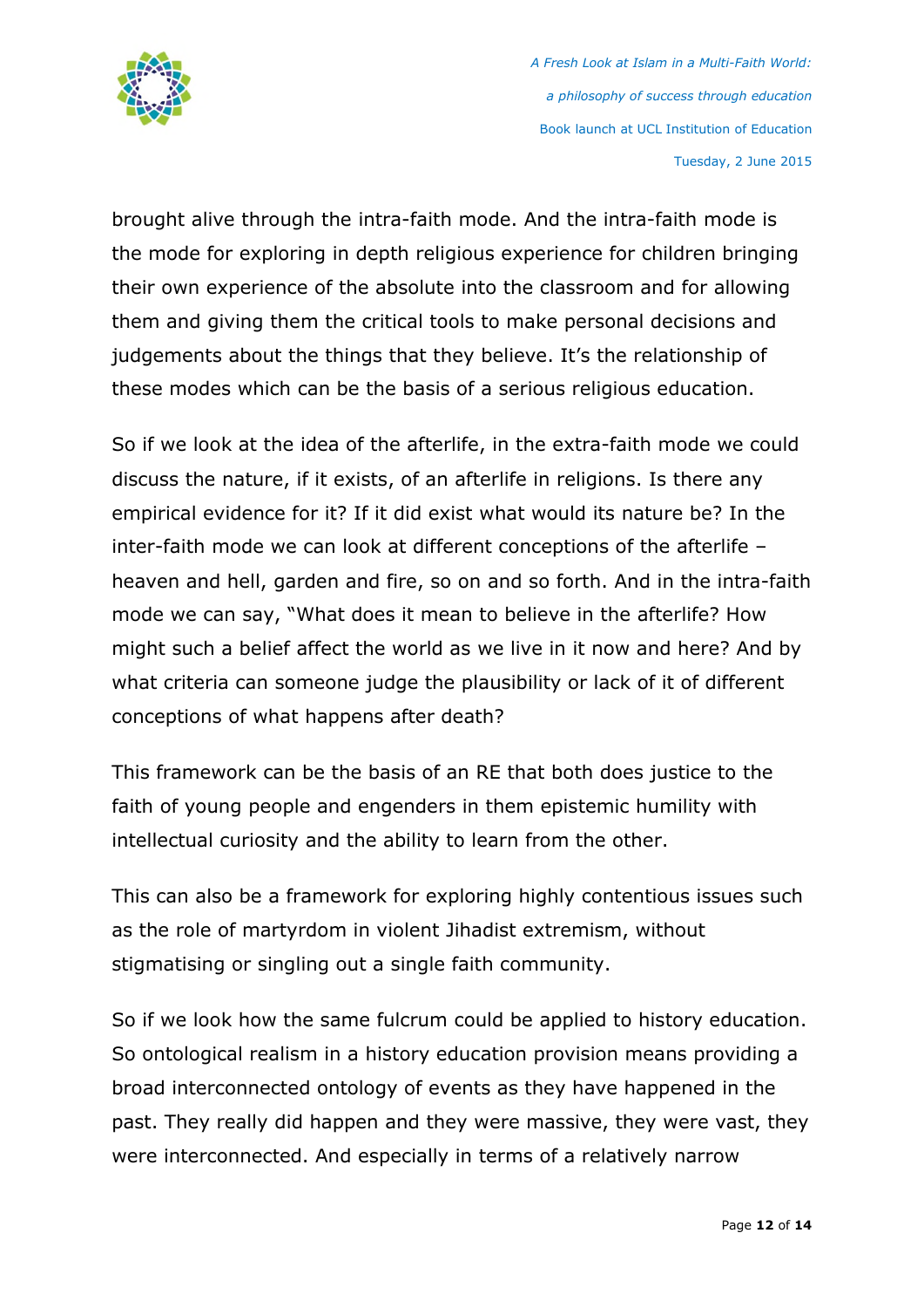brought alive through the intra-faith mode. And the intra-faith mode is the mode for exploring in depth religious experience for children bringing their own experience of the absolute into the classroom and for allowing them and giving them the critical tools to make personal decisions and judgements about the things that they believe. It's the relationship of these modes which can be the basis of a serious religious education.

So if we look at the idea of the afterlife, in the extra-faith mode we could discuss the nature, if it exists, of an afterlife in religions. Is there any empirical evidence for it? If it did exist what would its nature be? In the inter-faith mode we can look at different conceptions of the afterlife – heaven and hell, garden and fire, so on and so forth. And in the intra-faith mode we can say, "What does it mean to believe in the afterlife? How might such a belief affect the world as we live in it now and here? And by what criteria can someone judge the plausibility or lack of it of different conceptions of what happens after death?

This framework can be the basis of an RE that both does justice to the faith of young people and engenders in them epistemic humility with intellectual curiosity and the ability to learn from the other.

This can also be a framework for exploring highly contentious issues such as the role of martyrdom in violent Jihadist extremism, without stigmatising or singling out a single faith community.

So if we look how the same fulcrum could be applied to history education. So ontological realism in a history education provision means providing a broad interconnected ontology of events as they have happened in the past. They really did happen and they were massive, they were vast, they were interconnected. And especially in terms of a relatively narrow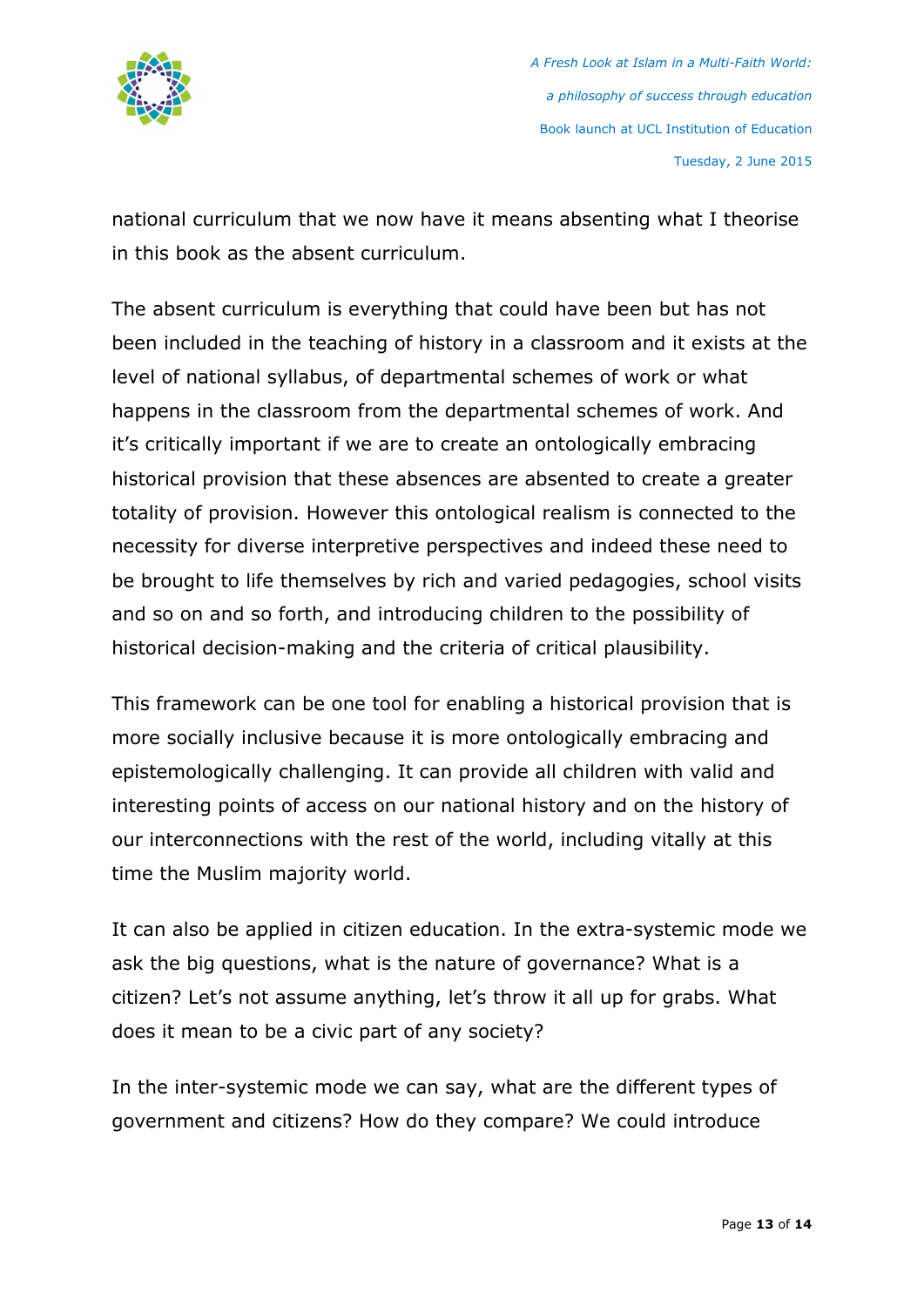national curriculum that we now have it means absenting what I theorise in this book as the absent curriculum.

The absent curriculum is everything that could have been but has not been included in the teaching of history in a classroom and it exists at the level of national syllabus, of departmental schemes of work or what happens in the classroom from the departmental schemes of work. And it's critically important if we are to create an ontologically embracing historical provision that these absences are absented to create a greater totality of provision. However this ontological realism is connected to the necessity for diverse interpretive perspectives and indeed these need to be brought to life themselves by rich and varied pedagogies, school visits and so on and so forth, and introducing children to the possibility of historical decision-making and the criteria of critical plausibility.

This framework can be one tool for enabling a historical provision that is more socially inclusive because it is more ontologically embracing and epistemologically challenging. It can provide all children with valid and interesting points of access on our national history and on the history of our interconnections with the rest of the world, including vitally at this time the Muslim majority world.

It can also be applied in citizen education. In the extra-systemic mode we ask the big questions, what is the nature of governance? What is a citizen? Let's not assume anything, let's throw it all up for grabs. What does it mean to be a civic part of any society?

In the inter-systemic mode we can say, what are the different types of government and citizens? How do they compare? We could introduce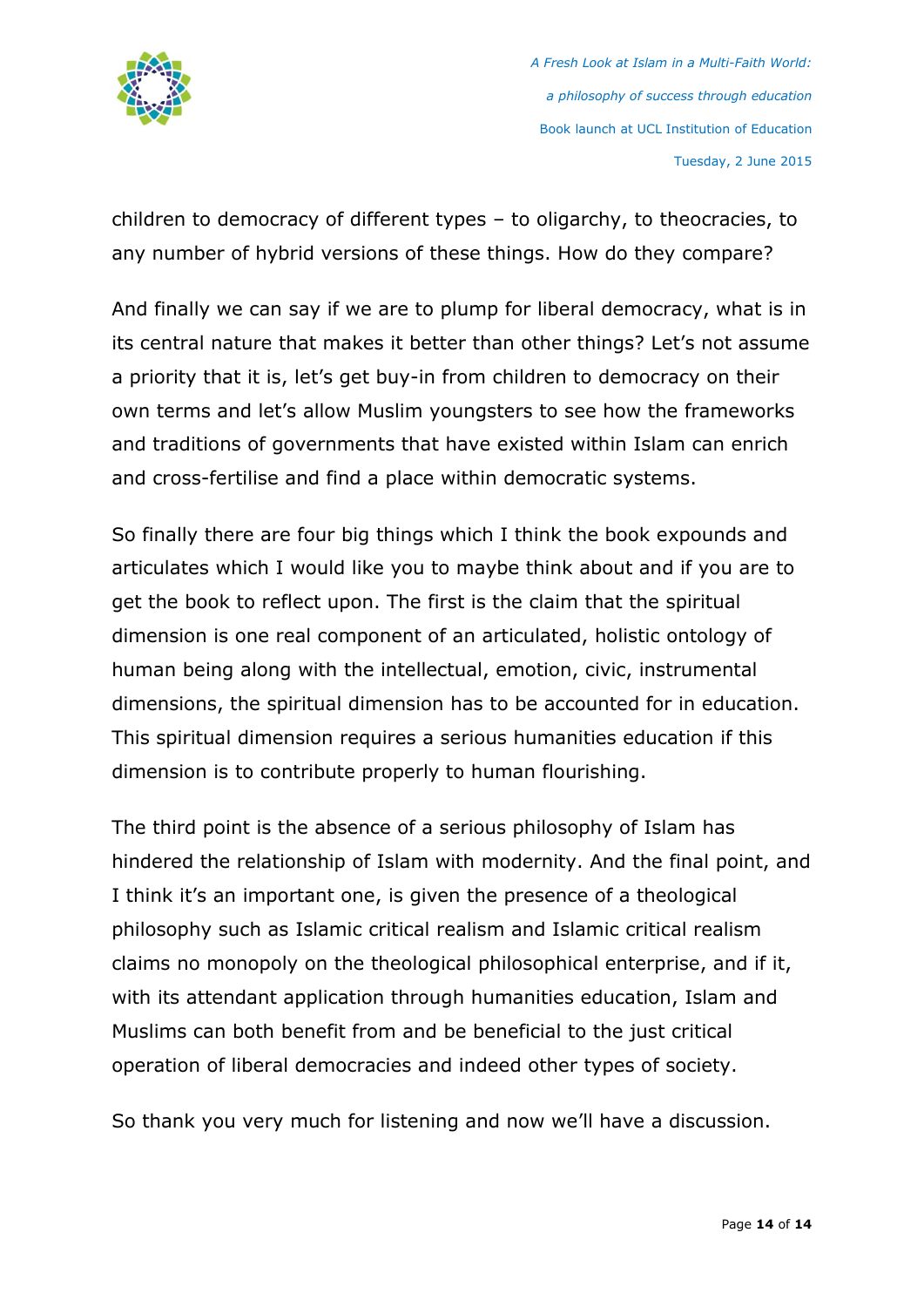children to democracy of different types – to oligarchy, to theocracies, to any number of hybrid versions of these things. How do they compare?

And finally we can say if we are to plump for liberal democracy, what is in its central nature that makes it better than other things? Let's not assume a priority that it is, let's get buy-in from children to democracy on their own terms and let's allow Muslim youngsters to see how the frameworks and traditions of governments that have existed within Islam can enrich and cross-fertilise and find a place within democratic systems.

So finally there are four big things which I think the book expounds and articulates which I would like you to maybe think about and if you are to get the book to reflect upon. The first is the claim that the spiritual dimension is one real component of an articulated, holistic ontology of human being along with the intellectual, emotion, civic, instrumental dimensions, the spiritual dimension has to be accounted for in education. This spiritual dimension requires a serious humanities education if this dimension is to contribute properly to human flourishing.

The third point is the absence of a serious philosophy of Islam has hindered the relationship of Islam with modernity. And the final point, and I think it's an important one, is given the presence of a theological philosophy such as Islamic critical realism and Islamic critical realism claims no monopoly on the theological philosophical enterprise, and if it, with its attendant application through humanities education, Islam and Muslims can both benefit from and be beneficial to the just critical operation of liberal democracies and indeed other types of society.

So thank you very much for listening and now we'll have a discussion.